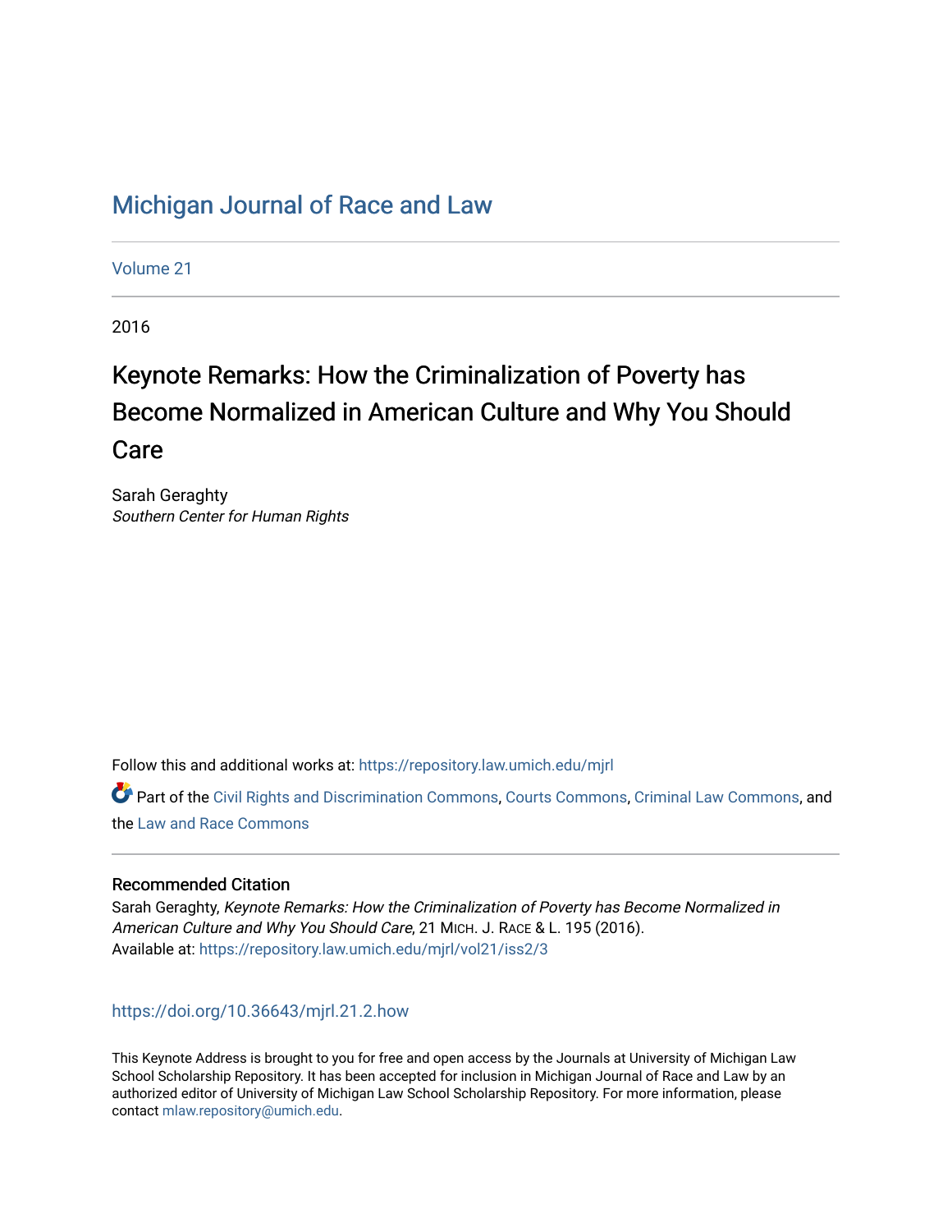# Michigan Journal of Race and Law

Volume 21

2016

## Keynote Remarks: How the Criminalization of Poverty has Become Normalized in American Culture and Why You Should Care

Sarah Geraghty
*Southern Center for Human Rights*

Follow this and additional works at: https://repository.law.umich.edu/mjrl

Part of the Civil Rights and Discrimination Commons, Courts Commons, Criminal Law Commons, and the Law and Race Commons

### Recommended Citation

Sarah Geraghty, *Keynote Remarks: How the Criminalization of Poverty has Become Normalized in American Culture and Why You Should Care*, 21 MICH. J. RACE & L. 195 (2016).
Available at: https://repository.law.umich.edu/mjrl/vol21/iss2/3

https://doi.org/10.36643/mjrl.21.2.how

This Keynote Address is brought to you for free and open access by the Journals at University of Michigan Law School Scholarship Repository. It has been accepted for inclusion in Michigan Journal of Race and Law by an authorized editor of University of Michigan Law School Scholarship Repository. For more information, please contact mlaw.repository@umich.edu.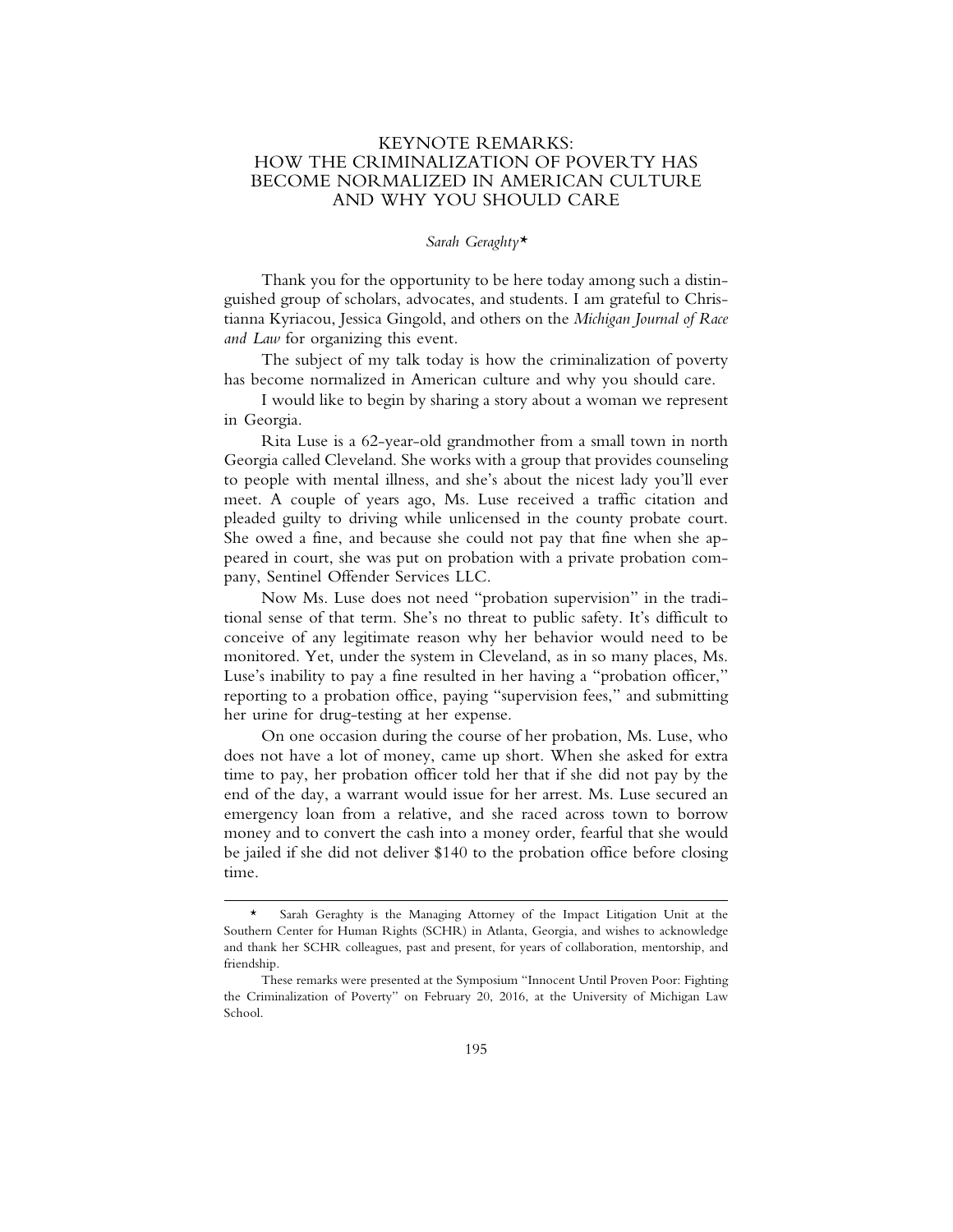# KEYNOTE REMARKS: HOW THE CRIMINALIZATION OF POVERTY HAS BECOME NORMALIZED IN AMERICAN CULTURE AND WHY YOU SHOULD CARE

*Sarah Geraghty**

Thank you for the opportunity to be here today among such a distinguished group of scholars, advocates, and students. I am grateful to Christianna Kyriacou, Jessica Gingold, and others on the *Michigan Journal of Race and Law* for organizing this event.

The subject of my talk today is how the criminalization of poverty has become normalized in American culture and why you should care.

I would like to begin by sharing a story about a woman we represent in Georgia.

Rita Luse is a 62-year-old grandmother from a small town in north Georgia called Cleveland. She works with a group that provides counseling to people with mental illness, and she's about the nicest lady you'll ever meet. A couple of years ago, Ms. Luse received a traffic citation and pleaded guilty to driving while unlicensed in the county probate court. She owed a fine, and because she could not pay that fine when she appeared in court, she was put on probation with a private probation company, Sentinel Offender Services LLC.

Now Ms. Luse does not need "probation supervision" in the traditional sense of that term. She's no threat to public safety. It's difficult to conceive of any legitimate reason why her behavior would need to be monitored. Yet, under the system in Cleveland, as in so many places, Ms. Luse's inability to pay a fine resulted in her having a "probation officer," reporting to a probation office, paying "supervision fees," and submitting her urine for drug-testing at her expense.

On one occasion during the course of her probation, Ms. Luse, who does not have a lot of money, came up short. When she asked for extra time to pay, her probation officer told her that if she did not pay by the end of the day, a warrant would issue for her arrest. Ms. Luse secured an emergency loan from a relative, and she raced across town to borrow money and to convert the cash into a money order, fearful that she would be jailed if she did not deliver $140 to the probation office before closing time.

---

\* Sarah Geraghty is the Managing Attorney of the Impact Litigation Unit at the Southern Center for Human Rights (SCHR) in Atlanta, Georgia, and wishes to acknowledge and thank her SCHR colleagues, past and present, for years of collaboration, mentorship, and friendship.

These remarks were presented at the Symposium "Innocent Until Proven Poor: Fighting the Criminalization of Poverty" on February 20, 2016, at the University of Michigan Law School.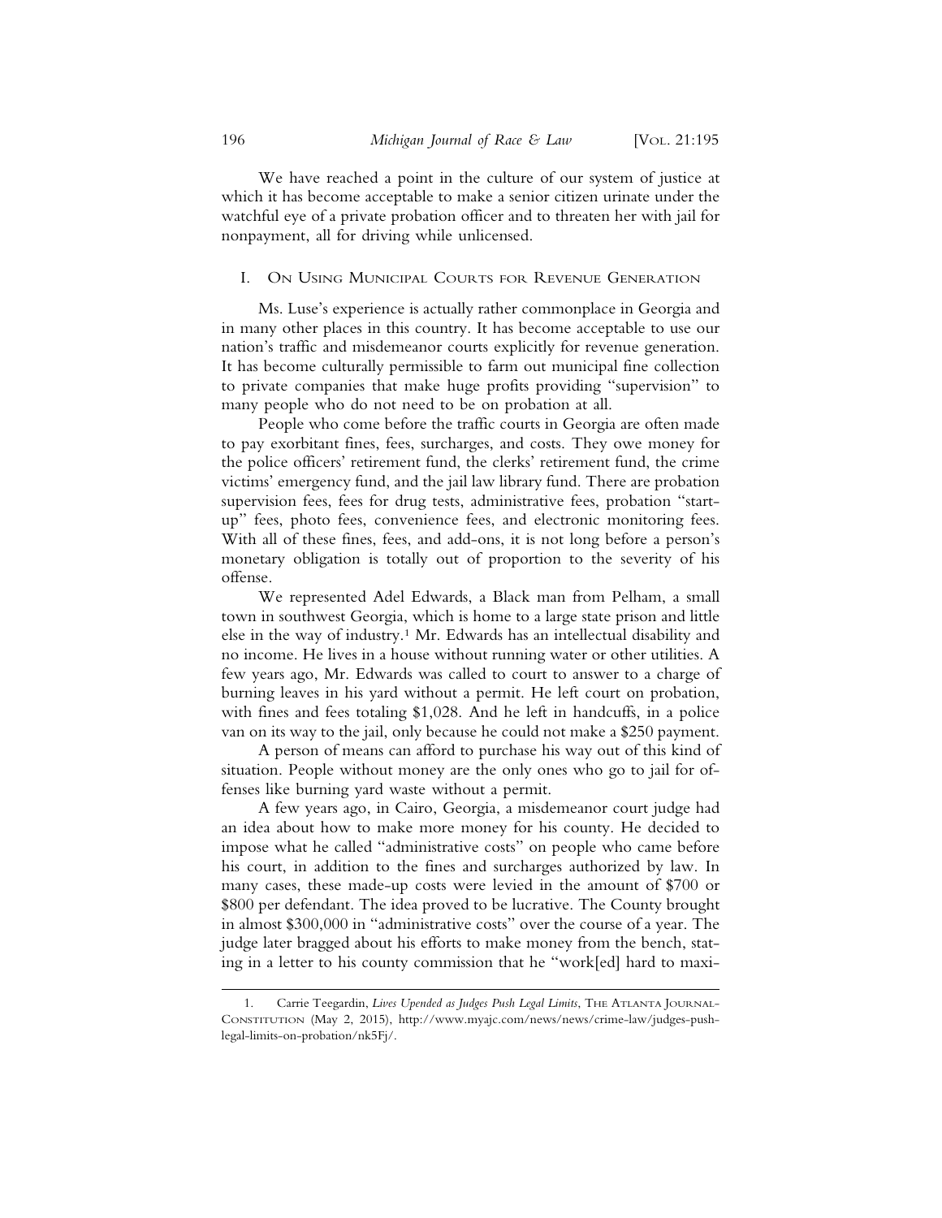We have reached a point in the culture of our system of justice at which it has become acceptable to make a senior citizen urinate under the watchful eye of a private probation officer and to threaten her with jail for nonpayment, all for driving while unlicensed.

## I. On Using Municipal Courts for Revenue Generation

Ms. Luse's experience is actually rather commonplace in Georgia and in many other places in this country. It has become acceptable to use our nation's traffic and misdemeanor courts explicitly for revenue generation. It has become culturally permissible to farm out municipal fine collection to private companies that make huge profits providing "supervision" to many people who do not need to be on probation at all.

People who come before the traffic courts in Georgia are often made to pay exorbitant fines, fees, surcharges, and costs. They owe money for the police officers' retirement fund, the clerks' retirement fund, the crime victims' emergency fund, and the jail law library fund. There are probation supervision fees, fees for drug tests, administrative fees, probation "start-up" fees, photo fees, convenience fees, and electronic monitoring fees. With all of these fines, fees, and add-ons, it is not long before a person's monetary obligation is totally out of proportion to the severity of his offense.

We represented Adel Edwards, a Black man from Pelham, a small town in southwest Georgia, which is home to a large state prison and little else in the way of industry.[1] Mr. Edwards has an intellectual disability and no income. He lives in a house without running water or other utilities. A few years ago, Mr. Edwards was called to court to answer to a charge of burning leaves in his yard without a permit. He left court on probation, with fines and fees totaling $1,028. And he left in handcuffs, in a police van on its way to the jail, only because he could not make a $250 payment.

A person of means can afford to purchase his way out of this kind of situation. People without money are the only ones who go to jail for offenses like burning yard waste without a permit.

A few years ago, in Cairo, Georgia, a misdemeanor court judge had an idea about how to make more money for his county. He decided to impose what he called "administrative costs" on people who came before his court, in addition to the fines and surcharges authorized by law. In many cases, these made-up costs were levied in the amount of $700 or $800 per defendant. The idea proved to be lucrative. The County brought in almost $300,000 in "administrative costs" over the course of a year. The judge later bragged about his efforts to make money from the bench, stating in a letter to his county commission that he "work[ed] hard to maxi-

---

1. Carrie Teegardin, *Lives Upended as Judges Push Legal Limits*, The Atlanta Journal-Constitution (May 2, 2015), http://www.myajc.com/news/news/crime-law/judges-push-legal-limits-on-probation/nk5Fj/.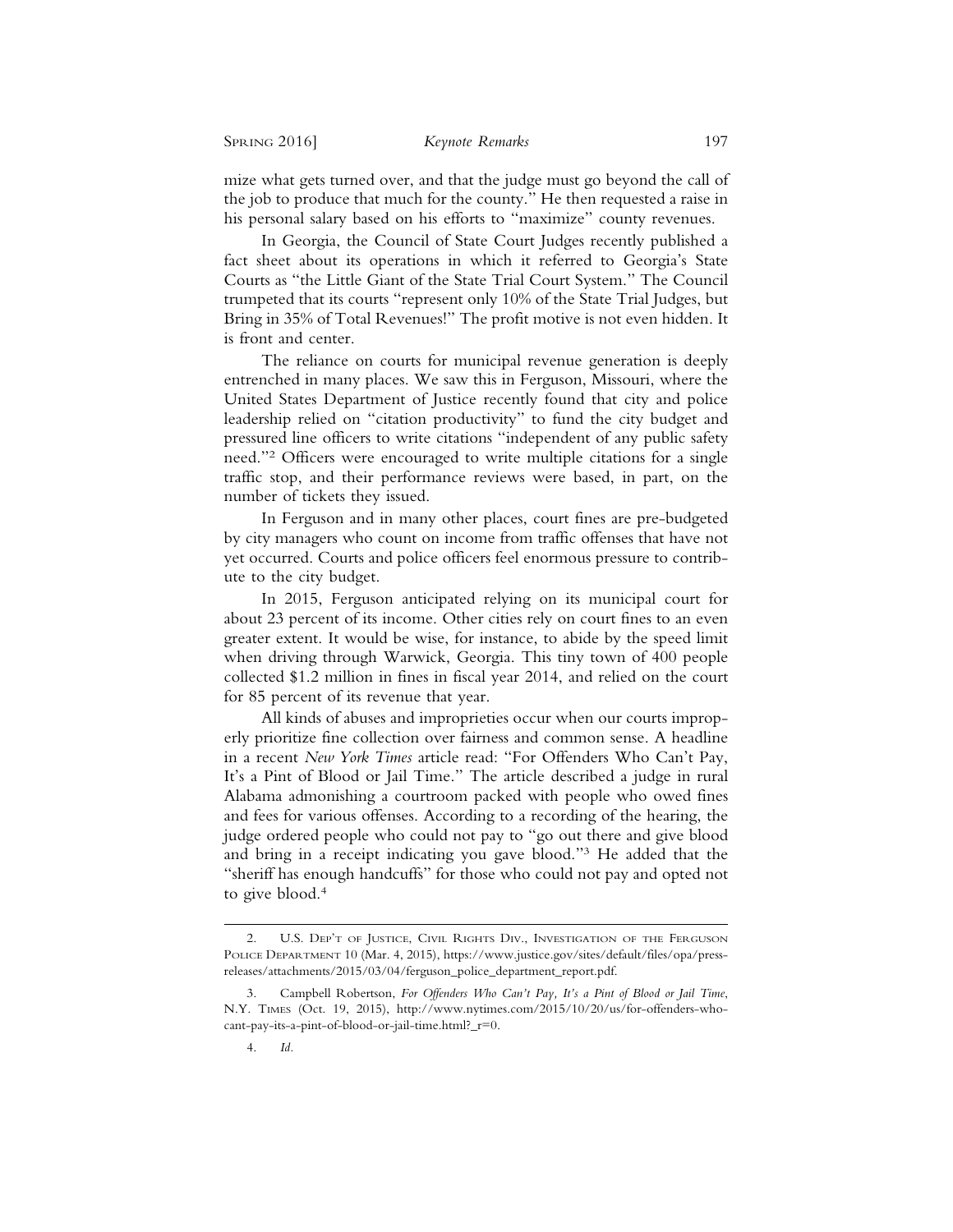mize what gets turned over, and that the judge must go beyond the call of the job to produce that much for the county." He then requested a raise in his personal salary based on his efforts to "maximize" county revenues.

In Georgia, the Council of State Court Judges recently published a fact sheet about its operations in which it referred to Georgia's State Courts as "the Little Giant of the State Trial Court System." The Council trumpeted that its courts "represent only 10% of the State Trial Judges, but Bring in 35% of Total Revenues!" The profit motive is not even hidden. It is front and center.

The reliance on courts for municipal revenue generation is deeply entrenched in many places. We saw this in Ferguson, Missouri, where the United States Department of Justice recently found that city and police leadership relied on "citation productivity" to fund the city budget and pressured line officers to write citations "independent of any public safety need."[2] Officers were encouraged to write multiple citations for a single traffic stop, and their performance reviews were based, in part, on the number of tickets they issued.

In Ferguson and in many other places, court fines are pre-budgeted by city managers who count on income from traffic offenses that have not yet occurred. Courts and police officers feel enormous pressure to contribute to the city budget.

In 2015, Ferguson anticipated relying on its municipal court for about 23 percent of its income. Other cities rely on court fines to an even greater extent. It would be wise, for instance, to abide by the speed limit when driving through Warwick, Georgia. This tiny town of 400 people collected $1.2 million in fines in fiscal year 2014, and relied on the court for 85 percent of its revenue that year.

All kinds of abuses and improprieties occur when our courts improperly prioritize fine collection over fairness and common sense. A headline in a recent *New York Times* article read: "For Offenders Who Can't Pay, It's a Pint of Blood or Jail Time." The article described a judge in rural Alabama admonishing a courtroom packed with people who owed fines and fees for various offenses. According to a recording of the hearing, the judge ordered people who could not pay to "go out there and give blood and bring in a receipt indicating you gave blood."[3] He added that the "sheriff has enough handcuffs" for those who could not pay and opted not to give blood.[4]

---

2. U.S. Dep't of Justice, Civil Rights Div., Investigation of the Ferguson Police Department 10 (Mar. 4, 2015), https://www.justice.gov/sites/default/files/opa/press-releases/attachments/2015/03/04/ferguson_police_department_report.pdf.

3. Campbell Robertson, *For Offenders Who Can't Pay, It's a Pint of Blood or Jail Time*, N.Y. Times (Oct. 19, 2015), http://www.nytimes.com/2015/10/20/us/for-offenders-who-cant-pay-its-a-pint-of-blood-or-jail-time.html?_r=0.

4. *Id.*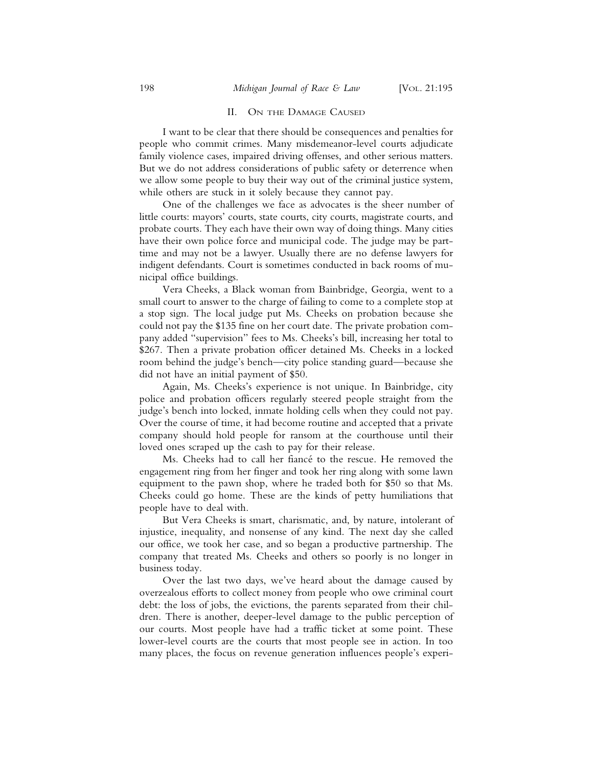## II. On the Damage Caused

I want to be clear that there should be consequences and penalties for people who commit crimes. Many misdemeanor-level courts adjudicate family violence cases, impaired driving offenses, and other serious matters. But we do not address considerations of public safety or deterrence when we allow some people to buy their way out of the criminal justice system, while others are stuck in it solely because they cannot pay.

One of the challenges we face as advocates is the sheer number of little courts: mayors' courts, state courts, city courts, magistrate courts, and probate courts. They each have their own way of doing things. Many cities have their own police force and municipal code. The judge may be part-time and may not be a lawyer. Usually there are no defense lawyers for indigent defendants. Court is sometimes conducted in back rooms of municipal office buildings.

Vera Cheeks, a Black woman from Bainbridge, Georgia, went to a small court to answer to the charge of failing to come to a complete stop at a stop sign. The local judge put Ms. Cheeks on probation because she could not pay the $135 fine on her court date. The private probation company added "supervision" fees to Ms. Cheeks's bill, increasing her total to $267. Then a private probation officer detained Ms. Cheeks in a locked room behind the judge's bench—city police standing guard—because she did not have an initial payment of $50.

Again, Ms. Cheeks's experience is not unique. In Bainbridge, city police and probation officers regularly steered people straight from the judge's bench into locked, inmate holding cells when they could not pay. Over the course of time, it had become routine and accepted that a private company should hold people for ransom at the courthouse until their loved ones scraped up the cash to pay for their release.

Ms. Cheeks had to call her fiancé to the rescue. He removed the engagement ring from her finger and took her ring along with some lawn equipment to the pawn shop, where he traded both for $50 so that Ms. Cheeks could go home. These are the kinds of petty humiliations that people have to deal with.

But Vera Cheeks is smart, charismatic, and, by nature, intolerant of injustice, inequality, and nonsense of any kind. The next day she called our office, we took her case, and so began a productive partnership. The company that treated Ms. Cheeks and others so poorly is no longer in business today.

Over the last two days, we've heard about the damage caused by overzealous efforts to collect money from people who owe criminal court debt: the loss of jobs, the evictions, the parents separated from their children. There is another, deeper-level damage to the public perception of our courts. Most people have had a traffic ticket at some point. These lower-level courts are the courts that most people see in action. In too many places, the focus on revenue generation influences people's experi-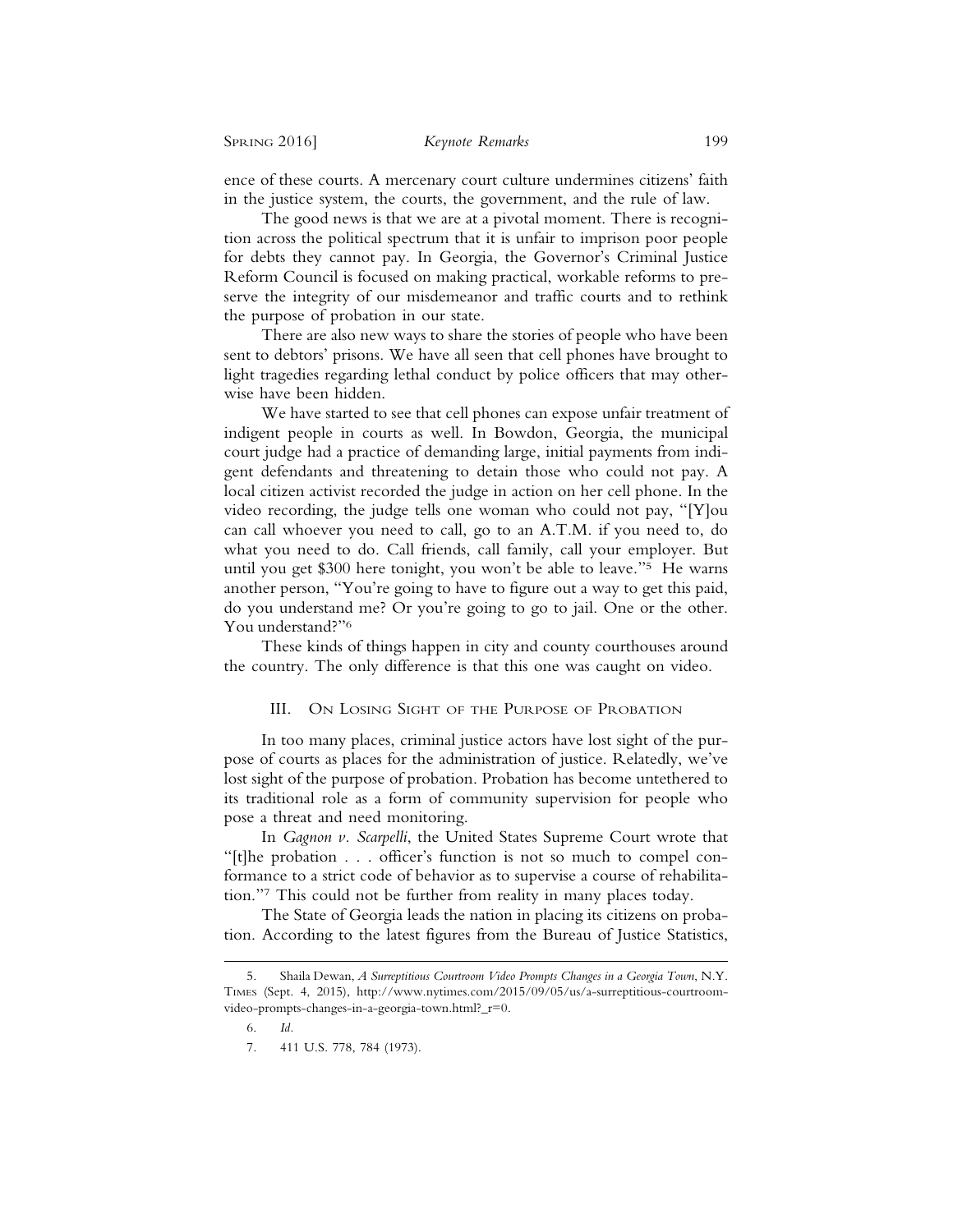ence of these courts. A mercenary court culture undermines citizens' faith in the justice system, the courts, the government, and the rule of law.

The good news is that we are at a pivotal moment. There is recognition across the political spectrum that it is unfair to imprison poor people for debts they cannot pay. In Georgia, the Governor's Criminal Justice Reform Council is focused on making practical, workable reforms to preserve the integrity of our misdemeanor and traffic courts and to rethink the purpose of probation in our state.

There are also new ways to share the stories of people who have been sent to debtors' prisons. We have all seen that cell phones have brought to light tragedies regarding lethal conduct by police officers that may otherwise have been hidden.

We have started to see that cell phones can expose unfair treatment of indigent people in courts as well. In Bowdon, Georgia, the municipal court judge had a practice of demanding large, initial payments from indigent defendants and threatening to detain those who could not pay. A local citizen activist recorded the judge in action on her cell phone. In the video recording, the judge tells one woman who could not pay, "[Y]ou can call whoever you need to call, go to an A.T.M. if you need to, do what you need to do. Call friends, call family, call your employer. But until you get $300 here tonight, you won't be able to leave."[5] He warns another person, "You're going to have to figure out a way to get this paid, do you understand me? Or you're going to go to jail. One or the other. You understand?"[6]

These kinds of things happen in city and county courthouses around the country. The only difference is that this one was caught on video.

## III. On Losing Sight of the Purpose of Probation

In too many places, criminal justice actors have lost sight of the purpose of courts as places for the administration of justice. Relatedly, we've lost sight of the purpose of probation. Probation has become untethered to its traditional role as a form of community supervision for people who pose a threat and need monitoring.

In *Gagnon v. Scarpelli*, the United States Supreme Court wrote that "[t]he probation . . . officer's function is not so much to compel conformance to a strict code of behavior as to supervise a course of rehabilitation."[7] This could not be further from reality in many places today.

The State of Georgia leads the nation in placing its citizens on probation. According to the latest figures from the Bureau of Justice Statistics,

---

5. Shaila Dewan, *A Surreptitious Courtroom Video Prompts Changes in a Georgia Town*, N.Y. Times (Sept. 4, 2015), http://www.nytimes.com/2015/09/05/us/a-surreptitious-courtroom-video-prompts-changes-in-a-georgia-town.html?_r=0.

6. *Id.*

7. 411 U.S. 778, 784 (1973).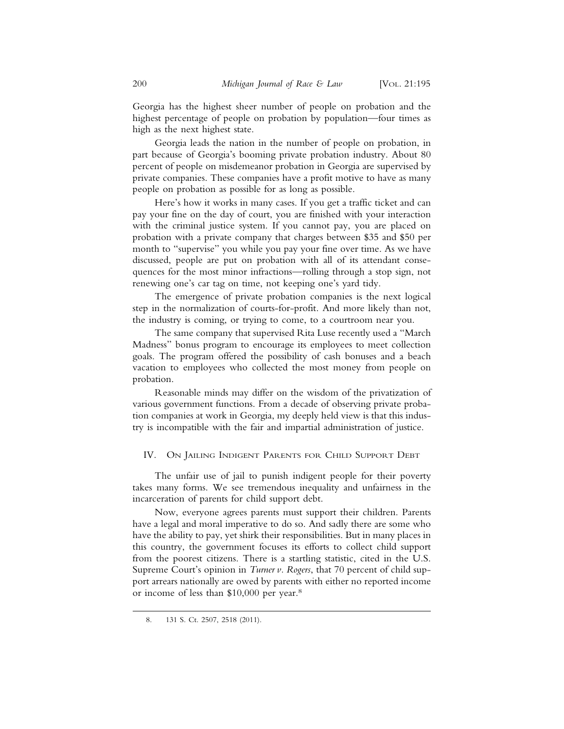Georgia has the highest sheer number of people on probation and the highest percentage of people on probation by population—four times as high as the next highest state.

Georgia leads the nation in the number of people on probation, in part because of Georgia's booming private probation industry. About 80 percent of people on misdemeanor probation in Georgia are supervised by private companies. These companies have a profit motive to have as many people on probation as possible for as long as possible.

Here's how it works in many cases. If you get a traffic ticket and can pay your fine on the day of court, you are finished with your interaction with the criminal justice system. If you cannot pay, you are placed on probation with a private company that charges between $35 and $50 per month to "supervise" you while you pay your fine over time. As we have discussed, people are put on probation with all of its attendant consequences for the most minor infractions—rolling through a stop sign, not renewing one's car tag on time, not keeping one's yard tidy.

The emergence of private probation companies is the next logical step in the normalization of courts-for-profit. And more likely than not, the industry is coming, or trying to come, to a courtroom near you.

The same company that supervised Rita Luse recently used a "March Madness" bonus program to encourage its employees to meet collection goals. The program offered the possibility of cash bonuses and a beach vacation to employees who collected the most money from people on probation.

Reasonable minds may differ on the wisdom of the privatization of various government functions. From a decade of observing private probation companies at work in Georgia, my deeply held view is that this industry is incompatible with the fair and impartial administration of justice.

## IV. On Jailing Indigent Parents for Child Support Debt

The unfair use of jail to punish indigent people for their poverty takes many forms. We see tremendous inequality and unfairness in the incarceration of parents for child support debt.

Now, everyone agrees parents must support their children. Parents have a legal and moral imperative to do so. And sadly there are some who have the ability to pay, yet shirk their responsibilities. But in many places in this country, the government focuses its efforts to collect child support from the poorest citizens. There is a startling statistic, cited in the U.S. Supreme Court's opinion in *Turner v. Rogers*, that 70 percent of child support arrears nationally are owed by parents with either no reported income or income of less than $10,000 per year.[8]

8. 131 S. Ct. 2507, 2518 (2011).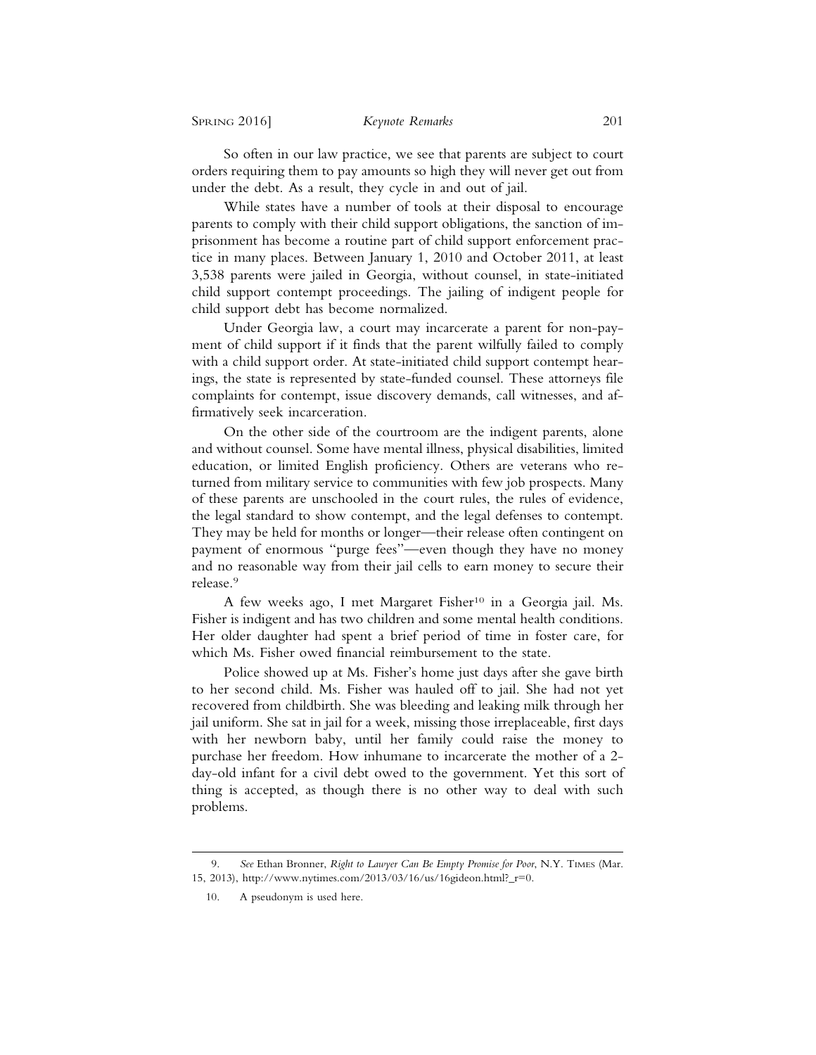So often in our law practice, we see that parents are subject to court orders requiring them to pay amounts so high they will never get out from under the debt. As a result, they cycle in and out of jail.

While states have a number of tools at their disposal to encourage parents to comply with their child support obligations, the sanction of imprisonment has become a routine part of child support enforcement practice in many places. Between January 1, 2010 and October 2011, at least 3,538 parents were jailed in Georgia, without counsel, in state-initiated child support contempt proceedings. The jailing of indigent people for child support debt has become normalized.

Under Georgia law, a court may incarcerate a parent for non-payment of child support if it finds that the parent wilfully failed to comply with a child support order. At state-initiated child support contempt hearings, the state is represented by state-funded counsel. These attorneys file complaints for contempt, issue discovery demands, call witnesses, and affirmatively seek incarceration.

On the other side of the courtroom are the indigent parents, alone and without counsel. Some have mental illness, physical disabilities, limited education, or limited English proficiency. Others are veterans who returned from military service to communities with few job prospects. Many of these parents are unschooled in the court rules, the rules of evidence, the legal standard to show contempt, and the legal defenses to contempt. They may be held for months or longer—their release often contingent on payment of enormous "purge fees"—even though they have no money and no reasonable way from their jail cells to earn money to secure their release.[9]

A few weeks ago, I met Margaret Fisher[10] in a Georgia jail. Ms. Fisher is indigent and has two children and some mental health conditions. Her older daughter had spent a brief period of time in foster care, for which Ms. Fisher owed financial reimbursement to the state.

Police showed up at Ms. Fisher's home just days after she gave birth to her second child. Ms. Fisher was hauled off to jail. She had not yet recovered from childbirth. She was bleeding and leaking milk through her jail uniform. She sat in jail for a week, missing those irreplaceable, first days with her newborn baby, until her family could raise the money to purchase her freedom. How inhumane to incarcerate the mother of a 2-day-old infant for a civil debt owed to the government. Yet this sort of thing is accepted, as though there is no other way to deal with such problems.

---

9. *See* Ethan Bronner, *Right to Lawyer Can Be Empty Promise for Poor*, N.Y. Times (Mar. 15, 2013), http://www.nytimes.com/2013/03/16/us/16gideon.html?_r=0.

10. A pseudonym is used here.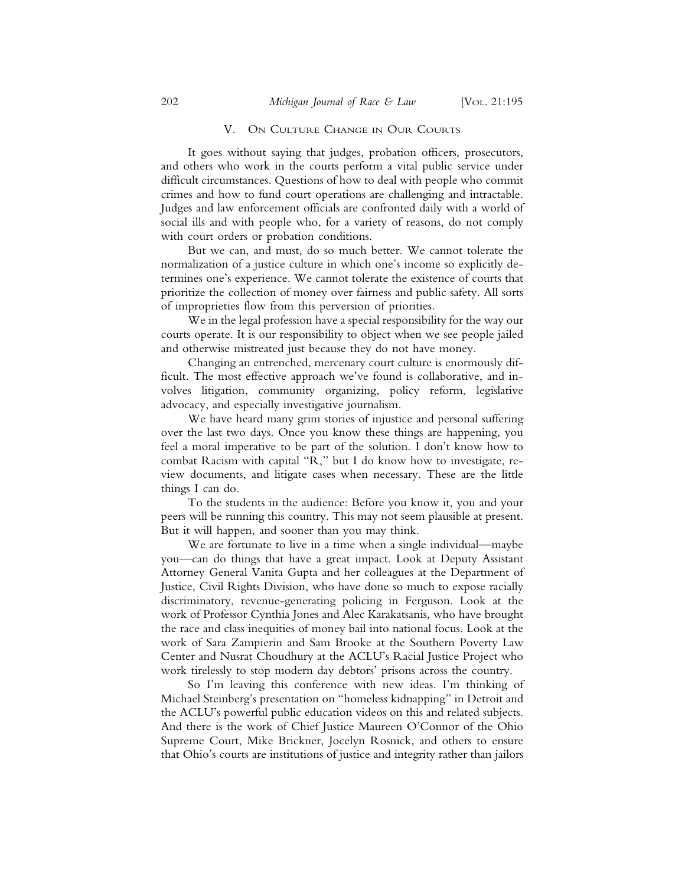## V. On Culture Change in Our Courts

It goes without saying that judges, probation officers, prosecutors, and others who work in the courts perform a vital public service under difficult circumstances. Questions of how to deal with people who commit crimes and how to fund court operations are challenging and intractable. Judges and law enforcement officials are confronted daily with a world of social ills and with people who, for a variety of reasons, do not comply with court orders or probation conditions.

But we can, and must, do so much better. We cannot tolerate the normalization of a justice culture in which one's income so explicitly determines one's experience. We cannot tolerate the existence of courts that prioritize the collection of money over fairness and public safety. All sorts of improprieties flow from this perversion of priorities.

We in the legal profession have a special responsibility for the way our courts operate. It is our responsibility to object when we see people jailed and otherwise mistreated just because they do not have money.

Changing an entrenched, mercenary court culture is enormously difficult. The most effective approach we've found is collaborative, and involves litigation, community organizing, policy reform, legislative advocacy, and especially investigative journalism.

We have heard many grim stories of injustice and personal suffering over the last two days. Once you know these things are happening, you feel a moral imperative to be part of the solution. I don't know how to combat Racism with capital "R," but I do know how to investigate, review documents, and litigate cases when necessary. These are the little things I can do.

To the students in the audience: Before you know it, you and your peers will be running this country. This may not seem plausible at present. But it will happen, and sooner than you may think.

We are fortunate to live in a time when a single individual—maybe you—can do things that have a great impact. Look at Deputy Assistant Attorney General Vanita Gupta and her colleagues at the Department of Justice, Civil Rights Division, who have done so much to expose racially discriminatory, revenue-generating policing in Ferguson. Look at the work of Professor Cynthia Jones and Alec Karakatsanis, who have brought the race and class inequities of money bail into national focus. Look at the work of Sara Zampierin and Sam Brooke at the Southern Poverty Law Center and Nusrat Choudhury at the ACLU's Racial Justice Project who work tirelessly to stop modern day debtors' prisons across the country.

So I'm leaving this conference with new ideas. I'm thinking of Michael Steinberg's presentation on "homeless kidnapping" in Detroit and the ACLU's powerful public education videos on this and related subjects. And there is the work of Chief Justice Maureen O'Connor of the Ohio Supreme Court, Mike Brickner, Jocelyn Rosnick, and others to ensure that Ohio's courts are institutions of justice and integrity rather than jailors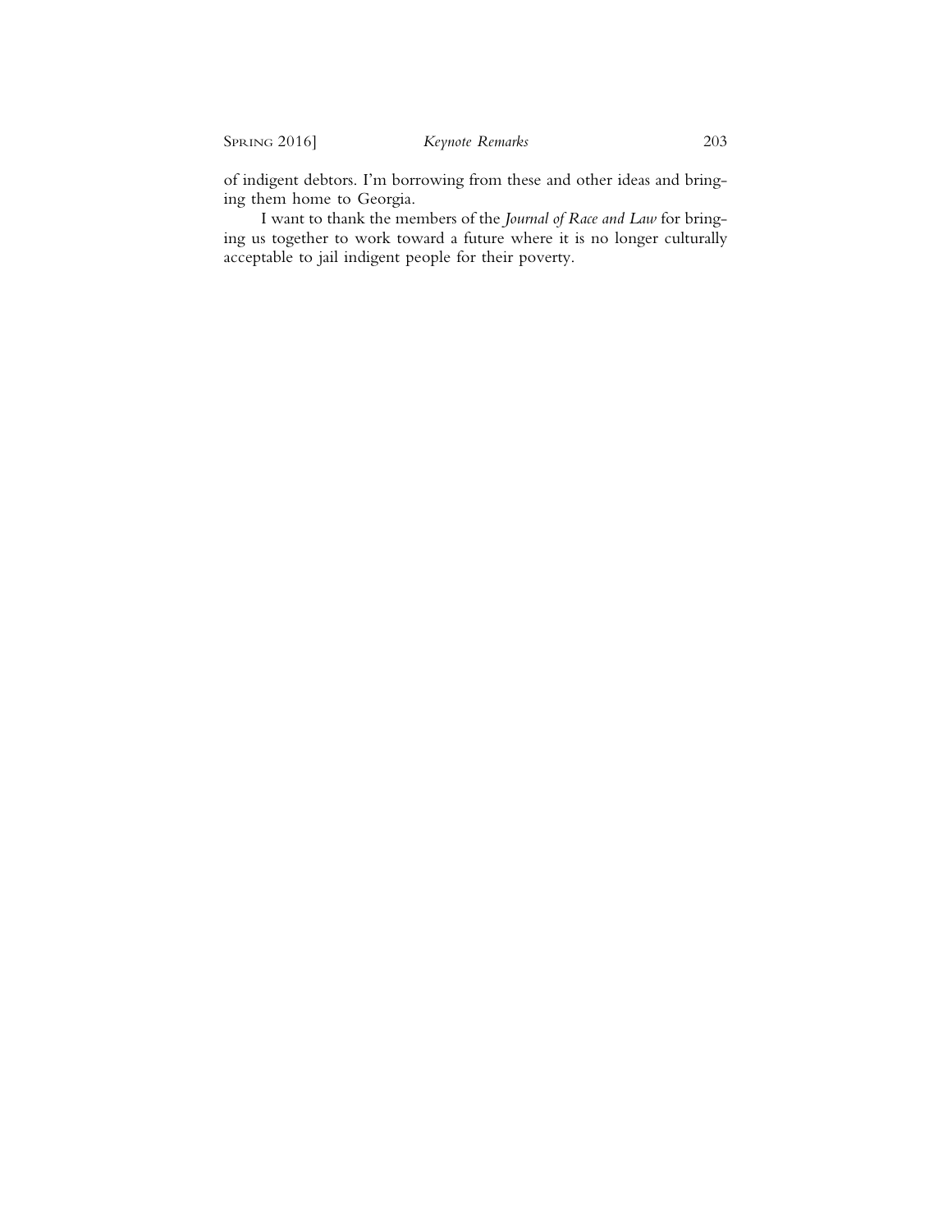of indigent debtors. I'm borrowing from these and other ideas and bringing them home to Georgia.

I want to thank the members of the *Journal of Race and Law* for bringing us together to work toward a future where it is no longer culturally acceptable to jail indigent people for their poverty.